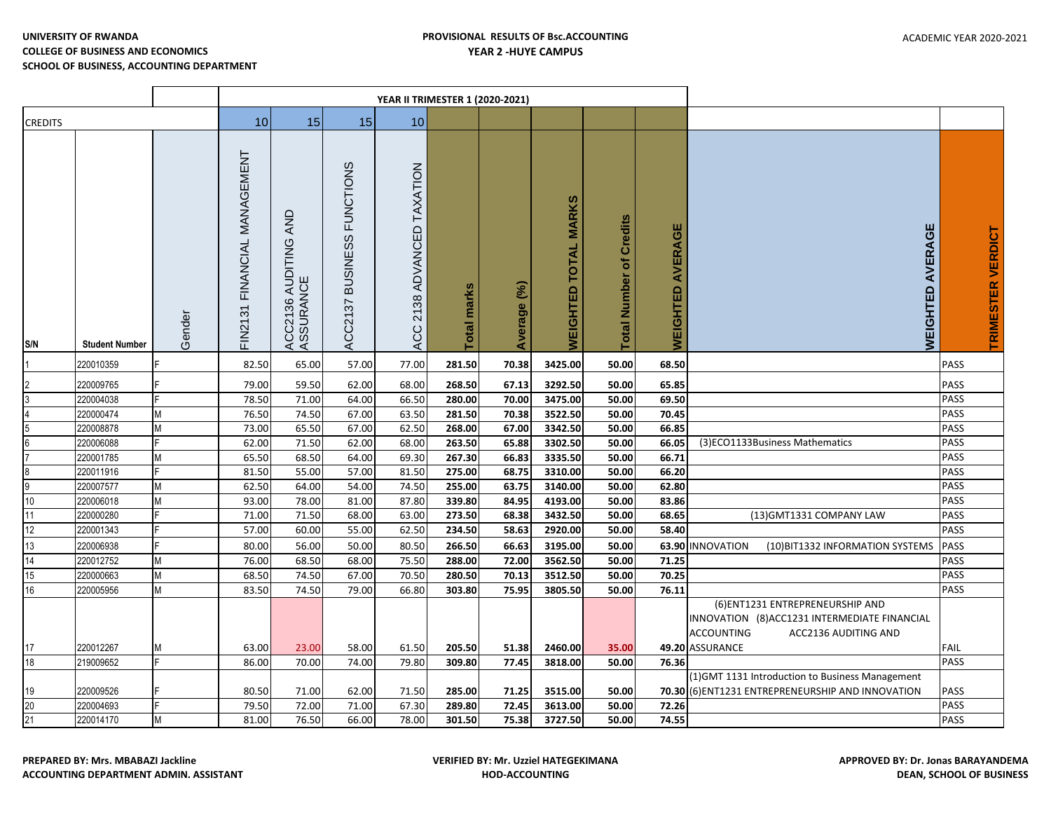**UNIVERSITY OF RWANDA**
**COLLEGE OF BUSINESS AND ECONOMICS**
**SCHOOL OF BUSINESS, ACCOUNTING DEPARTMENT**

**PROVISIONAL RESULTS OF Bsc.ACCOUNTING**
**YEAR 2 -HUYE CAMPUS**

ACADEMIC YEAR 2020-2021

| | | | YEAR II TRIMESTER 1 (2020-2021) | | | | | | | | | | | |
|---|---|---|---|---|---|---|---|---|---|---|---|---|---|---|
| CREDITS | | | 10 | 15 | 15 | 10 | | | | | | | | |
| S/N | Student Number | Gender | FIN2131 FINANCIAL MANAGEMENT | ACC2136 AUDITING AND ASSURANCE | ACC2137 BUSINESS FUNCTIONS | ACC 2138 ADVANCED TAXATION | Total marks | Average (%) | WEIGHTED TOTAL MARKS | Total Number of Credits | WEIGHTED AVERAGE | | WEIGHTED AVERAGE | TRIMESTER VERDICT |
| 1 | 220010359 | F | 82.50 | 65.00 | 57.00 | 77.00 | 281.50 | 70.38 | 3425.00 | 50.00 | 68.50 | | | PASS |
| 2 | 220009765 | F | 79.00 | 59.50 | 62.00 | 68.00 | 268.50 | 67.13 | 3292.50 | 50.00 | 65.85 | | | PASS |
| 3 | 220004038 | F | 78.50 | 71.00 | 64.00 | 66.50 | 280.00 | 70.00 | 3475.00 | 50.00 | 69.50 | | | PASS |
| 4 | 220000474 | M | 76.50 | 74.50 | 67.00 | 63.50 | 281.50 | 70.38 | 3522.50 | 50.00 | 70.45 | | | PASS |
| 5 | 220008878 | M | 73.00 | 65.50 | 67.00 | 62.50 | 268.00 | 67.00 | 3342.50 | 50.00 | 66.85 | | | PASS |
| 6 | 220006088 | F | 62.00 | 71.50 | 62.00 | 68.00 | 263.50 | 65.88 | 3302.50 | 50.00 | 66.05 | (3)ECO1133Business Mathematics | | PASS |
| 7 | 220001785 | M | 65.50 | 68.50 | 64.00 | 69.30 | 267.30 | 66.83 | 3335.50 | 50.00 | 66.71 | | | PASS |
| 8 | 220011916 | F | 81.50 | 55.00 | 57.00 | 81.50 | 275.00 | 68.75 | 3310.00 | 50.00 | 66.20 | | | PASS |
| 9 | 220007577 | M | 62.50 | 64.00 | 54.00 | 74.50 | 255.00 | 63.75 | 3140.00 | 50.00 | 62.80 | | | PASS |
| 10 | 220006018 | M | 93.00 | 78.00 | 81.00 | 87.80 | 339.80 | 84.95 | 4193.00 | 50.00 | 83.86 | | | PASS |
| 11 | 220000280 | F | 71.00 | 71.50 | 68.00 | 63.00 | 273.50 | 68.38 | 3432.50 | 50.00 | 68.65 | (13)GMT1331 COMPANY LAW | | PASS |
| 12 | 220001343 | F | 57.00 | 60.00 | 55.00 | 62.50 | 234.50 | 58.63 | 2920.00 | 50.00 | 58.40 | | | PASS |
| 13 | 220006938 | F | 80.00 | 56.00 | 50.00 | 80.50 | 266.50 | 66.63 | 3195.00 | 50.00 | 63.90 | INNOVATION (10)BIT1332 INFORMATION SYSTEMS | | PASS |
| 14 | 220012752 | M | 76.00 | 68.50 | 68.00 | 75.50 | 288.00 | 72.00 | 3562.50 | 50.00 | 71.25 | | | PASS |
| 15 | 220000663 | M | 68.50 | 74.50 | 67.00 | 70.50 | 280.50 | 70.13 | 3512.50 | 50.00 | 70.25 | | | PASS |
| 16 | 220005956 | M | 83.50 | 74.50 | 79.00 | 66.80 | 303.80 | 75.95 | 3805.50 | 50.00 | 76.11 | | | PASS |
| 17 | 220012267 | M | 63.00 | 23.00 | 58.00 | 61.50 | 205.50 | 51.38 | 2460.00 | 35.00 | 49.20 | (6)ENT1231 ENTREPRENEURSHIP AND INNOVATION (8)ACC1231 INTERMEDIATE FINANCIAL ACCOUNTING ACC2136 AUDITING AND ASSURANCE | | FAIL |
| 18 | 219009652 | F | 86.00 | 70.00 | 74.00 | 79.80 | 309.80 | 77.45 | 3818.00 | 50.00 | 76.36 | | | PASS |
| 19 | 220009526 | F | 80.50 | 71.00 | 62.00 | 71.50 | 285.00 | 71.25 | 3515.00 | 50.00 | 70.30 | (1)GMT 1131 Introduction to Business Management (6)ENT1231 ENTREPRENEURSHIP AND INNOVATION | | PASS |
| 20 | 220004693 | F | 79.50 | 72.00 | 71.00 | 67.30 | 289.80 | 72.45 | 3613.00 | 50.00 | 72.26 | | | PASS |
| 21 | 220014170 | M | 81.00 | 76.50 | 66.00 | 78.00 | 301.50 | 75.38 | 3727.50 | 50.00 | 74.55 | | | PASS |

**PREPARED BY: Mrs. MBABAZI Jackline**
**ACCOUNTING DEPARTMENT ADMIN. ASSISTANT**

**VERIFIED BY: Mr. Uzziel HATEGEKIMANA**
**HOD-ACCOUNTING**

**APPROVED BY: Dr. Jonas BARAYANDEMA**
**DEAN, SCHOOL OF BUSINESS**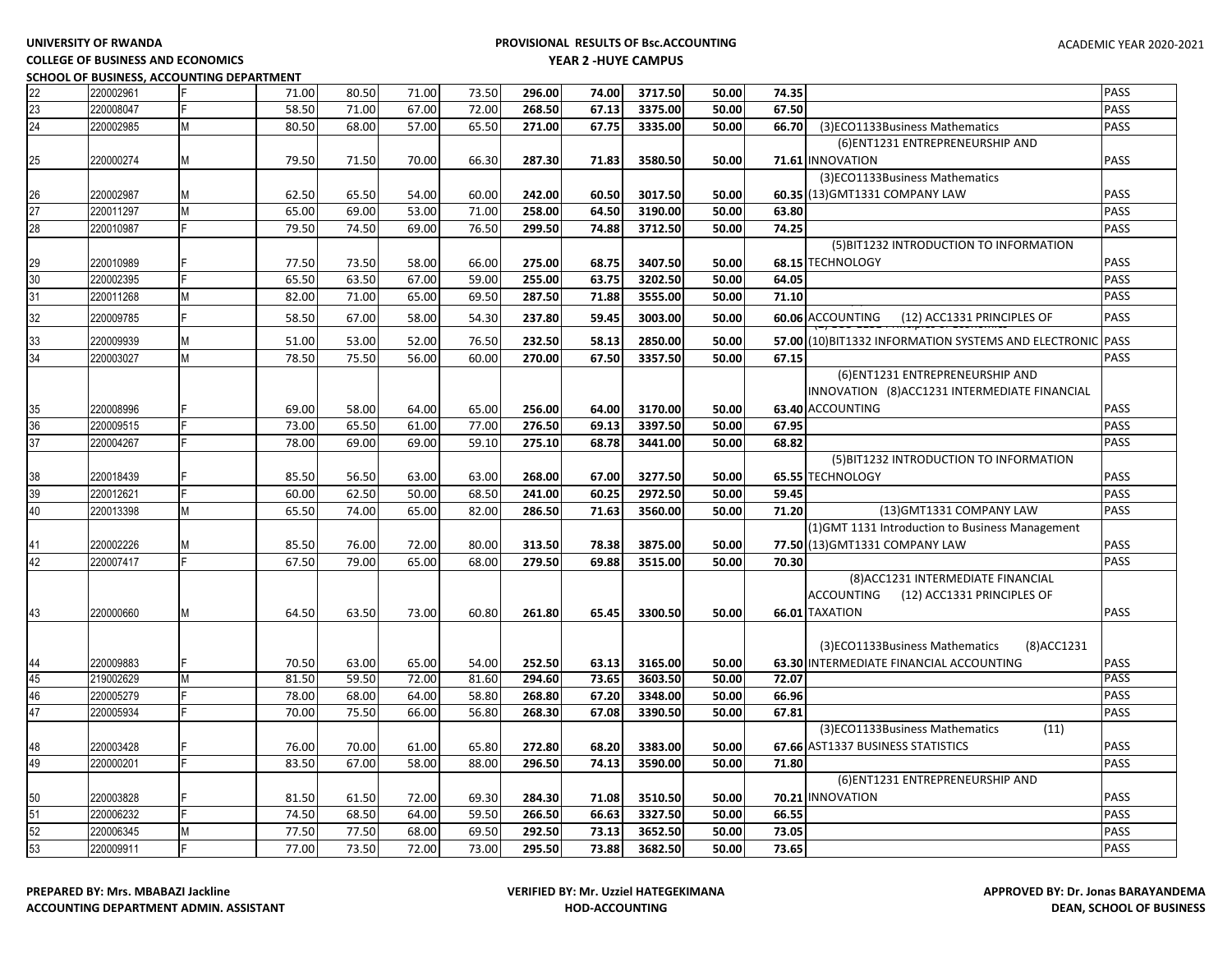UNIVERSITY OF RWANDA

COLLEGE OF BUSINESS AND ECONOMICS

SCHOOL OF BUSINESS, ACCOUNTING DEPARTMENT

PROVISIONAL RESULTS OF Bsc.ACCOUNTING

YEAR 2 -HUYE CAMPUS

ACADEMIC YEAR 2020-2021

| | | | | | | | | | | | | | |
|---|---|---|---|---|---|---|---|---|---|---|---|---|---|
| 22 | 220002961 | F | 71.00 | 80.50 | 71.00 | 73.50 | **296.00** | **74.00** | **3717.50** | **50.00** | **74.35** | | PASS |
| 23 | 220008047 | F | 58.50 | 71.00 | 67.00 | 72.00 | **268.50** | **67.13** | **3375.00** | **50.00** | **67.50** | | PASS |
| 24 | 220002985 | M | 80.50 | 68.00 | 57.00 | 65.50 | **271.00** | **67.75** | **3335.00** | **50.00** | **66.70** | (3)ECO1133Business Mathematics | PASS |
| 25 | 220000274 | M | 79.50 | 71.50 | 70.00 | 66.30 | **287.30** | **71.83** | **3580.50** | **50.00** | **71.61** | (6)ENT1231 ENTREPRENEURSHIP AND INNOVATION | PASS |
| 26 | 220002987 | M | 62.50 | 65.50 | 54.00 | 60.00 | **242.00** | **60.50** | **3017.50** | **50.00** | **60.35** | (3)ECO1133Business Mathematics (13)GMT1331 COMPANY LAW | PASS |
| 27 | 220011297 | M | 65.00 | 69.00 | 53.00 | 71.00 | **258.00** | **64.50** | **3190.00** | **50.00** | **63.80** | | PASS |
| 28 | 220010987 | F | 79.50 | 74.50 | 69.00 | 76.50 | **299.50** | **74.88** | **3712.50** | **50.00** | **74.25** | | PASS |
| 29 | 220010989 | F | 77.50 | 73.50 | 58.00 | 66.00 | **275.00** | **68.75** | **3407.50** | **50.00** | **68.15** | (5)BIT1232 INTRODUCTION TO INFORMATION TECHNOLOGY | PASS |
| 30 | 220002395 | F | 65.50 | 63.50 | 67.00 | 59.00 | **255.00** | **63.75** | **3202.50** | **50.00** | **64.05** | | PASS |
| 31 | 220011268 | M | 82.00 | 71.00 | 65.00 | 69.50 | **287.50** | **71.88** | **3555.00** | **50.00** | **71.10** | | PASS |
| 32 | 220009785 | F | 58.50 | 67.00 | 58.00 | 54.30 | **237.80** | **59.45** | **3003.00** | **50.00** | **60.06** | ACCOUNTING (12) ACC1331 PRINCIPLES OF | PASS |
| 33 | 220009939 | M | 51.00 | 53.00 | 52.00 | 76.50 | **232.50** | **58.13** | **2850.00** | **50.00** | **57.00** | (10)BIT1332 INFORMATION SYSTEMS AND ELECTRONIC | PASS |
| 34 | 220003027 | M | 78.50 | 75.50 | 56.00 | 60.00 | **270.00** | **67.50** | **3357.50** | **50.00** | **67.15** | | PASS |
| 35 | 220008996 | F | 69.00 | 58.00 | 64.00 | 65.00 | **256.00** | **64.00** | **3170.00** | **50.00** | **63.40** | (6)ENT1231 ENTREPRENEURSHIP AND INNOVATION (8)ACC1231 INTERMEDIATE FINANCIAL ACCOUNTING | PASS |
| 36 | 220009515 | F | 73.00 | 65.50 | 61.00 | 77.00 | **276.50** | **69.13** | **3397.50** | **50.00** | **67.95** | | PASS |
| 37 | 220004267 | F | 78.00 | 69.00 | 69.00 | 59.10 | **275.10** | **68.78** | **3441.00** | **50.00** | **68.82** | | PASS |
| 38 | 220018439 | F | 85.50 | 56.50 | 63.00 | 63.00 | **268.00** | **67.00** | **3277.50** | **50.00** | **65.55** | (5)BIT1232 INTRODUCTION TO INFORMATION TECHNOLOGY | PASS |
| 39 | 220012621 | F | 60.00 | 62.50 | 50.00 | 68.50 | **241.00** | **60.25** | **2972.50** | **50.00** | **59.45** | | PASS |
| 40 | 220013398 | M | 65.50 | 74.00 | 65.00 | 82.00 | **286.50** | **71.63** | **3560.00** | **50.00** | **71.20** | (13)GMT1331 COMPANY LAW | PASS |
| 41 | 220002226 | M | 85.50 | 76.00 | 72.00 | 80.00 | **313.50** | **78.38** | **3875.00** | **50.00** | **77.50** | (1)GMT 1131 Introduction to Business Management (13)GMT1331 COMPANY LAW | PASS |
| 42 | 220007417 | F | 67.50 | 79.00 | 65.00 | 68.00 | **279.50** | **69.88** | **3515.00** | **50.00** | **70.30** | | PASS |
| 43 | 220000660 | M | 64.50 | 63.50 | 73.00 | 60.80 | **261.80** | **65.45** | **3300.50** | **50.00** | **66.01** | (8)ACC1231 INTERMEDIATE FINANCIAL ACCOUNTING (12) ACC1331 PRINCIPLES OF TAXATION | PASS |
| 44 | 220009883 | F | 70.50 | 63.00 | 65.00 | 54.00 | **252.50** | **63.13** | **3165.00** | **50.00** | **63.30** | (3)ECO1133Business Mathematics (8)ACC1231 INTERMEDIATE FINANCIAL ACCOUNTING | PASS |
| 45 | 219002629 | M | 81.50 | 59.50 | 72.00 | 81.60 | **294.60** | **73.65** | **3603.50** | **50.00** | **72.07** | | PASS |
| 46 | 220005279 | F | 78.00 | 68.00 | 64.00 | 58.80 | **268.80** | **67.20** | **3348.00** | **50.00** | **66.96** | | PASS |
| 47 | 220005934 | F | 70.00 | 75.50 | 66.00 | 56.80 | **268.30** | **67.08** | **3390.50** | **50.00** | **67.81** | | PASS |
| 48 | 220003428 | F | 76.00 | 70.00 | 61.00 | 65.80 | **272.80** | **68.20** | **3383.00** | **50.00** | **67.66** | (3)ECO1133Business Mathematics (11) AST1337 BUSINESS STATISTICS | PASS |
| 49 | 220000201 | F | 83.50 | 67.00 | 58.00 | 88.00 | **296.50** | **74.13** | **3590.00** | **50.00** | **71.80** | | PASS |
| 50 | 220003828 | F | 81.50 | 61.50 | 72.00 | 69.30 | **284.30** | **71.08** | **3510.50** | **50.00** | **70.21** | (6)ENT1231 ENTREPRENEURSHIP AND INNOVATION | PASS |
| 51 | 220006232 | F | 74.50 | 68.50 | 64.00 | 59.50 | **266.50** | **66.63** | **3327.50** | **50.00** | **66.55** | | PASS |
| 52 | 220006345 | M | 77.50 | 77.50 | 68.00 | 69.50 | **292.50** | **73.13** | **3652.50** | **50.00** | **73.05** | | PASS |
| 53 | 220009911 | F | 77.00 | 73.50 | 72.00 | 73.00 | **295.50** | **73.88** | **3682.50** | **50.00** | **73.65** | | PASS |

**PREPARED BY: Mrs. MBABAZI Jackline**
**ACCOUNTING DEPARTMENT ADMIN. ASSISTANT**

**VERIFIED BY: Mr. Uzziel HATEGEKIMANA**
**HOD-ACCOUNTING**

**APPROVED BY: Dr. Jonas BARAYANDEMA**
**DEAN, SCHOOL OF BUSINESS**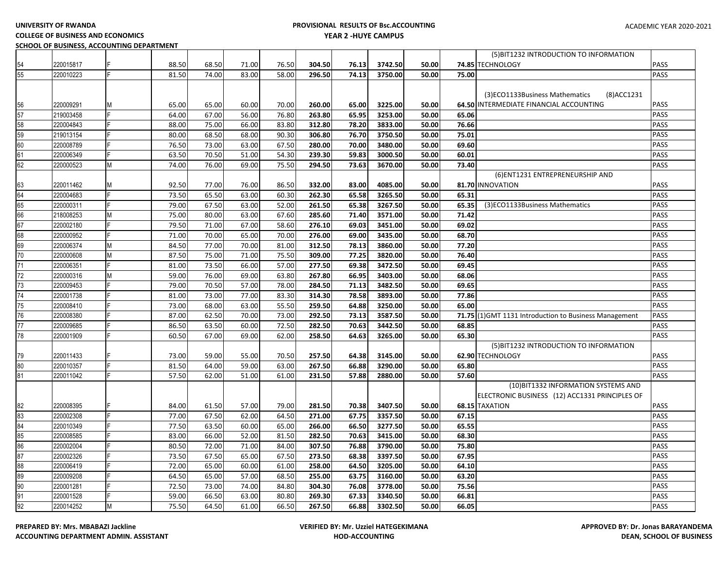**UNIVERSITY OF RWANDA**
**COLLEGE OF BUSINESS AND ECONOMICS**
**SCHOOL OF BUSINESS, ACCOUNTING DEPARTMENT**

**PROVISIONAL RESULTS OF Bsc.ACCOUNTING**
**YEAR 2 -HUYE CAMPUS**

ACADEMIC YEAR 2020-2021

| | | | | | | | | | | | | | |
|---|---|---|---|---|---|---|---|---|---|---|---|---|---|
| 54 | 220015817 | F | 88.50 | 68.50 | 71.00 | 76.50 | **304.50** | **76.13** | **3742.50** | **50.00** | **74.85** | (5)BIT1232 INTRODUCTION TO INFORMATION TECHNOLOGY | PASS |
| 55 | 220010223 | F | 81.50 | 74.00 | 83.00 | 58.00 | **296.50** | **74.13** | **3750.00** | **50.00** | **75.00** | | PASS |
| 56 | 220009291 | M | 65.00 | 65.00 | 60.00 | 70.00 | **260.00** | **65.00** | **3225.00** | **50.00** | **64.50** | (3)ECO1133Business Mathematics (8)ACC1231 INTERMEDIATE FINANCIAL ACCOUNTING | PASS |
| 57 | 219003458 | F | 64.00 | 67.00 | 56.00 | 76.80 | **263.80** | **65.95** | **3253.00** | **50.00** | **65.06** | | PASS |
| 58 | 220004843 | F | 88.00 | 75.00 | 66.00 | 83.80 | **312.80** | **78.20** | **3833.00** | **50.00** | **76.66** | | PASS |
| 59 | 219013154 | F | 80.00 | 68.50 | 68.00 | 90.30 | **306.80** | **76.70** | **3750.50** | **50.00** | **75.01** | | PASS |
| 60 | 220008789 | F | 76.50 | 73.00 | 63.00 | 67.50 | **280.00** | **70.00** | **3480.00** | **50.00** | **69.60** | | PASS |
| 61 | 220006349 | F | 63.50 | 70.50 | 51.00 | 54.30 | **239.30** | **59.83** | **3000.50** | **50.00** | **60.01** | | PASS |
| 62 | 220000523 | M | 74.00 | 76.00 | 69.00 | 75.50 | **294.50** | **73.63** | **3670.00** | **50.00** | **73.40** | | PASS |
| 63 | 220011462 | M | 92.50 | 77.00 | 76.00 | 86.50 | **332.00** | **83.00** | **4085.00** | **50.00** | **81.70** | (6)ENT1231 ENTREPRENEURSHIP AND INNOVATION | PASS |
| 64 | 220004683 | F | 73.50 | 65.50 | 63.00 | 60.30 | **262.30** | **65.58** | **3265.50** | **50.00** | **65.31** | | PASS |
| 65 | 220000311 | F | 79.00 | 67.50 | 63.00 | 52.00 | **261.50** | **65.38** | **3267.50** | **50.00** | **65.35** | (3)ECO1133Business Mathematics | PASS |
| 66 | 218008253 | M | 75.00 | 80.00 | 63.00 | 67.60 | **285.60** | **71.40** | **3571.00** | **50.00** | **71.42** | | PASS |
| 67 | 220002180 | F | 79.50 | 71.00 | 67.00 | 58.60 | **276.10** | **69.03** | **3451.00** | **50.00** | **69.02** | | PASS |
| 68 | 220000952 | F | 71.00 | 70.00 | 65.00 | 70.00 | **276.00** | **69.00** | **3435.00** | **50.00** | **68.70** | | PASS |
| 69 | 220006374 | M | 84.50 | 77.00 | 70.00 | 81.00 | **312.50** | **78.13** | **3860.00** | **50.00** | **77.20** | | PASS |
| 70 | 220000608 | M | 87.50 | 75.00 | 71.00 | 75.50 | **309.00** | **77.25** | **3820.00** | **50.00** | **76.40** | | PASS |
| 71 | 220006351 | F | 81.00 | 73.50 | 66.00 | 57.00 | **277.50** | **69.38** | **3472.50** | **50.00** | **69.45** | | PASS |
| 72 | 220000316 | M | 59.00 | 76.00 | 69.00 | 63.80 | **267.80** | **66.95** | **3403.00** | **50.00** | **68.06** | | PASS |
| 73 | 220009453 | F | 79.00 | 70.50 | 57.00 | 78.00 | **284.50** | **71.13** | **3482.50** | **50.00** | **69.65** | | PASS |
| 74 | 220001738 | F | 81.00 | 73.00 | 77.00 | 83.30 | **314.30** | **78.58** | **3893.00** | **50.00** | **77.86** | | PASS |
| 75 | 220008410 | F | 73.00 | 68.00 | 63.00 | 55.50 | **259.50** | **64.88** | **3250.00** | **50.00** | **65.00** | | PASS |
| 76 | 220008380 | F | 87.00 | 62.50 | 70.00 | 73.00 | **292.50** | **73.13** | **3587.50** | **50.00** | **71.75** | (1)GMT 1131 Introduction to Business Management | PASS |
| 77 | 220009685 | F | 86.50 | 63.50 | 60.00 | 72.50 | **282.50** | **70.63** | **3442.50** | **50.00** | **68.85** | | PASS |
| 78 | 220001909 | F | 60.50 | 67.00 | 69.00 | 62.00 | **258.50** | **64.63** | **3265.00** | **50.00** | **65.30** | | PASS |
| 79 | 220011433 | F | 73.00 | 59.00 | 55.00 | 70.50 | **257.50** | **64.38** | **3145.00** | **50.00** | **62.90** | (5)BIT1232 INTRODUCTION TO INFORMATION TECHNOLOGY | PASS |
| 80 | 220010357 | F | 81.50 | 64.00 | 59.00 | 63.00 | **267.50** | **66.88** | **3290.00** | **50.00** | **65.80** | | PASS |
| 81 | 220011042 | F | 57.50 | 62.00 | 51.00 | 61.00 | **231.50** | **57.88** | **2880.00** | **50.00** | **57.60** | | PASS |
| 82 | 220008395 | F | 84.00 | 61.50 | 57.00 | 79.00 | **281.50** | **70.38** | **3407.50** | **50.00** | **68.15** | (10)BIT1332 INFORMATION SYSTEMS AND ELECTRONIC BUSINESS (12) ACC1331 PRINCIPLES OF TAXATION | PASS |
| 83 | 220002308 | F | 77.00 | 67.50 | 62.00 | 64.50 | **271.00** | **67.75** | **3357.50** | **50.00** | **67.15** | | PASS |
| 84 | 220010349 | F | 77.50 | 63.50 | 60.00 | 65.00 | **266.00** | **66.50** | **3277.50** | **50.00** | **65.55** | | PASS |
| 85 | 220008585 | F | 83.00 | 66.00 | 52.00 | 81.50 | **282.50** | **70.63** | **3415.00** | **50.00** | **68.30** | | PASS |
| 86 | 220002004 | F | 80.50 | 72.00 | 71.00 | 84.00 | **307.50** | **76.88** | **3790.00** | **50.00** | **75.80** | | PASS |
| 87 | 220002326 | F | 73.50 | 67.50 | 65.00 | 67.50 | **273.50** | **68.38** | **3397.50** | **50.00** | **67.95** | | PASS |
| 88 | 220006419 | F | 72.00 | 65.00 | 60.00 | 61.00 | **258.00** | **64.50** | **3205.00** | **50.00** | **64.10** | | PASS |
| 89 | 220009208 | F | 64.50 | 65.00 | 57.00 | 68.50 | **255.00** | **63.75** | **3160.00** | **50.00** | **63.20** | | PASS |
| 90 | 220001281 | F | 72.50 | 73.00 | 74.00 | 84.80 | **304.30** | **76.08** | **3778.00** | **50.00** | **75.56** | | PASS |
| 91 | 220001528 | F | 59.00 | 66.50 | 63.00 | 80.80 | **269.30** | **67.33** | **3340.50** | **50.00** | **66.81** | | PASS |
| 92 | 220014252 | M | 75.50 | 64.50 | 61.00 | 66.50 | **267.50** | **66.88** | **3302.50** | **50.00** | **66.05** | | PASS |

**PREPARED BY: Mrs. MBABAZI Jackline**
**ACCOUNTING DEPARTMENT ADMIN. ASSISTANT**

**VERIFIED BY: Mr. Uzziel HATEGEKIMANA**
**HOD-ACCOUNTING**

**APPROVED BY: Dr. Jonas BARAYANDEMA**
**DEAN, SCHOOL OF BUSINESS**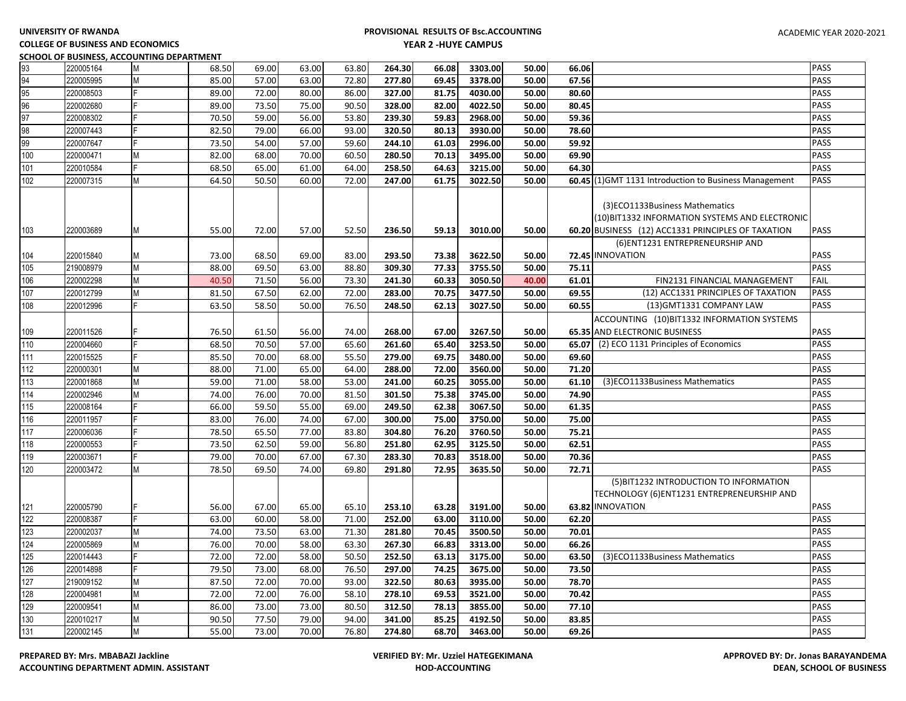UNIVERSITY OF RWANDA
COLLEGE OF BUSINESS AND ECONOMICS
SCHOOL OF BUSINESS, ACCOUNTING DEPARTMENT

PROVISIONAL RESULTS OF Bsc.ACCOUNTING
YEAR 2 -HUYE CAMPUS

ACADEMIC YEAR 2020-2021

| | | | | | | | | | | | | | |
|---|---|---|---|---|---|---|---|---|---|---|---|---|---|
| 93 | 220005164 | M | 68.50 | 69.00 | 63.00 | 63.80 | **264.30** | **66.08** | **3303.00** | **50.00** | **66.06** | | PASS |
| 94 | 220005995 | M | 85.00 | 57.00 | 63.00 | 72.80 | **277.80** | **69.45** | **3378.00** | **50.00** | **67.56** | | PASS |
| 95 | 220008503 | F | 89.00 | 72.00 | 80.00 | 86.00 | **327.00** | **81.75** | **4030.00** | **50.00** | **80.60** | | PASS |
| 96 | 220002680 | F | 89.00 | 73.50 | 75.00 | 90.50 | **328.00** | **82.00** | **4022.50** | **50.00** | **80.45** | | PASS |
| 97 | 220008302 | F | 70.50 | 59.00 | 56.00 | 53.80 | **239.30** | **59.83** | **2968.00** | **50.00** | **59.36** | | PASS |
| 98 | 220007443 | F | 82.50 | 79.00 | 66.00 | 93.00 | **320.50** | **80.13** | **3930.00** | **50.00** | **78.60** | | PASS |
| 99 | 220007647 | F | 73.50 | 54.00 | 57.00 | 59.60 | **244.10** | **61.03** | **2996.00** | **50.00** | **59.92** | | PASS |
| 100 | 220000471 | M | 82.00 | 68.00 | 70.00 | 60.50 | **280.50** | **70.13** | **3495.00** | **50.00** | **69.90** | | PASS |
| 101 | 220010584 | F | 68.50 | 65.00 | 61.00 | 64.00 | **258.50** | **64.63** | **3215.00** | **50.00** | **64.30** | | PASS |
| 102 | 220007315 | M | 64.50 | 50.50 | 60.00 | 72.00 | **247.00** | **61.75** | **3022.50** | **50.00** | **60.45** | (1)GMT 1131 Introduction to Business Management | PASS |
| 103 | 220003689 | M | 55.00 | 72.00 | 57.00 | 52.50 | **236.50** | **59.13** | **3010.00** | **50.00** | **60.20** | (3)ECO1133Business Mathematics (10)BIT1332 INFORMATION SYSTEMS AND ELECTRONIC BUSINESS (12) ACC1331 PRINCIPLES OF TAXATION | PASS |
| 104 | 220015840 | M | 73.00 | 68.50 | 69.00 | 83.00 | **293.50** | **73.38** | **3622.50** | **50.00** | **72.45** | (6)ENT1231 ENTREPRENEURSHIP AND INNOVATION | PASS |
| 105 | 219008979 | M | 88.00 | 69.50 | 63.00 | 88.80 | **309.30** | **77.33** | **3755.50** | **50.00** | **75.11** | | PASS |
| 106 | 220002298 | M | 40.50 | 71.50 | 56.00 | 73.30 | **241.30** | **60.33** | **3050.50** | **40.00** | **61.01** | FIN2131 FINANCIAL MANAGEMENT | FAIL |
| 107 | 220012799 | M | 81.50 | 67.50 | 62.00 | 72.00 | **283.00** | **70.75** | **3477.50** | **50.00** | **69.55** | (12) ACC1331 PRINCIPLES OF TAXATION | PASS |
| 108 | 220012996 | F | 63.50 | 58.50 | 50.00 | 76.50 | **248.50** | **62.13** | **3027.50** | **50.00** | **60.55** | (13)GMT1331 COMPANY LAW | PASS |
| 109 | 220011526 | F | 76.50 | 61.50 | 56.00 | 74.00 | **268.00** | **67.00** | **3267.50** | **50.00** | **65.35** | ACCOUNTING (10)BIT1332 INFORMATION SYSTEMS AND ELECTRONIC BUSINESS | PASS |
| 110 | 220004660 | F | 68.50 | 70.50 | 57.00 | 65.60 | **261.60** | **65.40** | **3253.50** | **50.00** | **65.07** | (2) ECO 1131 Principles of Economics | PASS |
| 111 | 220015525 | F | 85.50 | 70.00 | 68.00 | 55.50 | **279.00** | **69.75** | **3480.00** | **50.00** | **69.60** | | PASS |
| 112 | 220000301 | M | 88.00 | 71.00 | 65.00 | 64.00 | **288.00** | **72.00** | **3560.00** | **50.00** | **71.20** | | PASS |
| 113 | 220001868 | M | 59.00 | 71.00 | 58.00 | 53.00 | **241.00** | **60.25** | **3055.00** | **50.00** | **61.10** | (3)ECO1133Business Mathematics | PASS |
| 114 | 220002946 | M | 74.00 | 76.00 | 70.00 | 81.50 | **301.50** | **75.38** | **3745.00** | **50.00** | **74.90** | | PASS |
| 115 | 220008164 | F | 66.00 | 59.50 | 55.00 | 69.00 | **249.50** | **62.38** | **3067.50** | **50.00** | **61.35** | | PASS |
| 116 | 220011957 | F | 83.00 | 76.00 | 74.00 | 67.00 | **300.00** | **75.00** | **3750.00** | **50.00** | **75.00** | | PASS |
| 117 | 220006036 | F | 78.50 | 65.50 | 77.00 | 83.80 | **304.80** | **76.20** | **3760.50** | **50.00** | **75.21** | | PASS |
| 118 | 220000553 | F | 73.50 | 62.50 | 59.00 | 56.80 | **251.80** | **62.95** | **3125.50** | **50.00** | **62.51** | | PASS |
| 119 | 220003671 | F | 79.00 | 70.00 | 67.00 | 67.30 | **283.30** | **70.83** | **3518.00** | **50.00** | **70.36** | | PASS |
| 120 | 220003472 | M | 78.50 | 69.50 | 74.00 | 69.80 | **291.80** | **72.95** | **3635.50** | **50.00** | **72.71** | | PASS |
| 121 | 220005790 | F | 56.00 | 67.00 | 65.00 | 65.10 | **253.10** | **63.28** | **3191.00** | **50.00** | **63.82** | (5)BIT1232 INTRODUCTION TO INFORMATION TECHNOLOGY (6)ENT1231 ENTREPRENEURSHIP AND INNOVATION | PASS |
| 122 | 220008387 | F | 63.00 | 60.00 | 58.00 | 71.00 | **252.00** | **63.00** | **3110.00** | **50.00** | **62.20** | | PASS |
| 123 | 220002037 | M | 74.00 | 73.50 | 63.00 | 71.30 | **281.80** | **70.45** | **3500.50** | **50.00** | **70.01** | | PASS |
| 124 | 220005869 | M | 76.00 | 70.00 | 58.00 | 63.30 | **267.30** | **66.83** | **3313.00** | **50.00** | **66.26** | | PASS |
| 125 | 220014443 | F | 72.00 | 72.00 | 58.00 | 50.50 | **252.50** | **63.13** | **3175.00** | **50.00** | **63.50** | (3)ECO1133Business Mathematics | PASS |
| 126 | 220014898 | F | 79.50 | 73.00 | 68.00 | 76.50 | **297.00** | **74.25** | **3675.00** | **50.00** | **73.50** | | PASS |
| 127 | 219009152 | M | 87.50 | 72.00 | 70.00 | 93.00 | **322.50** | **80.63** | **3935.00** | **50.00** | **78.70** | | PASS |
| 128 | 220004981 | M | 72.00 | 72.00 | 76.00 | 58.10 | **278.10** | **69.53** | **3521.00** | **50.00** | **70.42** | | PASS |
| 129 | 220009541 | M | 86.00 | 73.00 | 73.00 | 80.50 | **312.50** | **78.13** | **3855.00** | **50.00** | **77.10** | | PASS |
| 130 | 220010217 | M | 90.50 | 77.50 | 79.00 | 94.00 | **341.00** | **85.25** | **4192.50** | **50.00** | **83.85** | | PASS |
| 131 | 220002145 | M | 55.00 | 73.00 | 70.00 | 76.80 | **274.80** | **68.70** | **3463.00** | **50.00** | **69.26** | | PASS |

**PREPARED BY: Mrs. MBABAZI Jackline**
**ACCOUNTING DEPARTMENT ADMIN. ASSISTANT**

**VERIFIED BY: Mr. Uzziel HATEGEKIMANA**
**HOD-ACCOUNTING**

**APPROVED BY: Dr. Jonas BARAYANDEMA**
**DEAN, SCHOOL OF BUSINESS**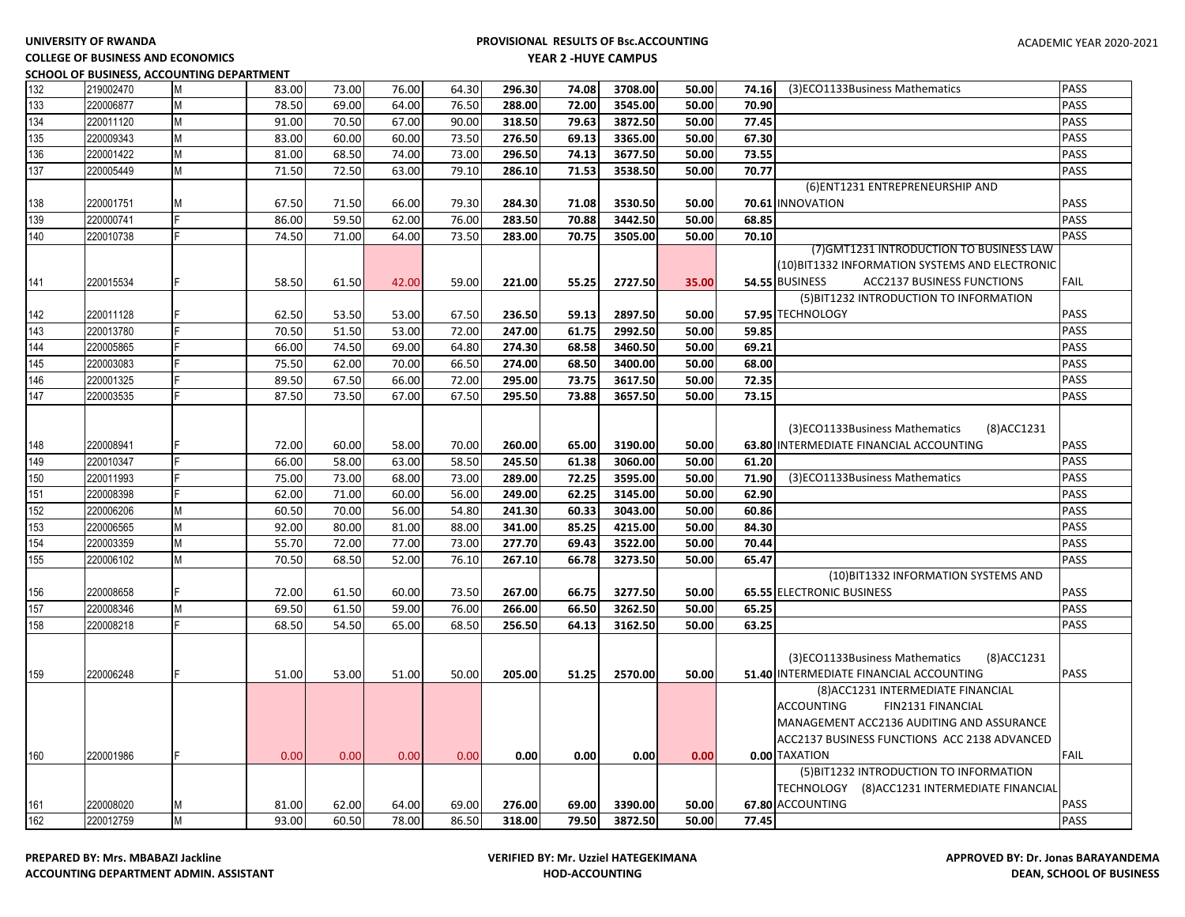UNIVERSITY OF RWANDA
COLLEGE OF BUSINESS AND ECONOMICS
SCHOOL OF BUSINESS, ACCOUNTING DEPARTMENT

PROVISIONAL RESULTS OF Bsc.ACCOUNTING
YEAR 2 -HUYE CAMPUS

ACADEMIC YEAR 2020-2021

| | | | | | | | | | | | | | |
|---|---|---|---|---|---|---|---|---|---|---|---|---|---|
| 132 | 219002470 | M | 83.00 | 73.00 | 76.00 | 64.30 | **296.30** | **74.08** | **3708.00** | **50.00** | **74.16** | (3)ECO1133Business Mathematics | PASS |
| 133 | 220006877 | M | 78.50 | 69.00 | 64.00 | 76.50 | **288.00** | **72.00** | **3545.00** | **50.00** | **70.90** | | PASS |
| 134 | 220011120 | M | 91.00 | 70.50 | 67.00 | 90.00 | **318.50** | **79.63** | **3872.50** | **50.00** | **77.45** | | PASS |
| 135 | 220009343 | M | 83.00 | 60.00 | 60.00 | 73.50 | **276.50** | **69.13** | **3365.00** | **50.00** | **67.30** | | PASS |
| 136 | 220001422 | M | 81.00 | 68.50 | 74.00 | 73.00 | **296.50** | **74.13** | **3677.50** | **50.00** | **73.55** | | PASS |
| 137 | 220005449 | M | 71.50 | 72.50 | 63.00 | 79.10 | **286.10** | **71.53** | **3538.50** | **50.00** | **70.77** | | PASS |
| 138 | 220001751 | M | 67.50 | 71.50 | 66.00 | 79.30 | **284.30** | **71.08** | **3530.50** | **50.00** | **70.61** | (6)ENT1231 ENTREPRENEURSHIP AND INNOVATION | PASS |
| 139 | 220000741 | F | 86.00 | 59.50 | 62.00 | 76.00 | **283.50** | **70.88** | **3442.50** | **50.00** | **68.85** | | PASS |
| 140 | 220010738 | F | 74.50 | 71.00 | 64.00 | 73.50 | **283.00** | **70.75** | **3505.00** | **50.00** | **70.10** | | PASS |
| 141 | 220015534 | F | 58.50 | 61.50 | 42.00 | 59.00 | **221.00** | **55.25** | **2727.50** | **35.00** | **54.55** | (7)GMT1231 INTRODUCTION TO BUSINESS LAW (10)BIT1332 INFORMATION SYSTEMS AND ELECTRONIC BUSINESS ACC2137 BUSINESS FUNCTIONS | FAIL |
| 142 | 220011128 | F | 62.50 | 53.50 | 53.00 | 67.50 | **236.50** | **59.13** | **2897.50** | **50.00** | **57.95** | (5)BIT1232 INTRODUCTION TO INFORMATION TECHNOLOGY | PASS |
| 143 | 220013780 | F | 70.50 | 51.50 | 53.00 | 72.00 | **247.00** | **61.75** | **2992.50** | **50.00** | **59.85** | | PASS |
| 144 | 220005865 | F | 66.00 | 74.50 | 69.00 | 64.80 | **274.30** | **68.58** | **3460.50** | **50.00** | **69.21** | | PASS |
| 145 | 220003083 | F | 75.50 | 62.00 | 70.00 | 66.50 | **274.00** | **68.50** | **3400.00** | **50.00** | **68.00** | | PASS |
| 146 | 220001325 | F | 89.50 | 67.50 | 66.00 | 72.00 | **295.00** | **73.75** | **3617.50** | **50.00** | **72.35** | | PASS |
| 147 | 220003535 | F | 87.50 | 73.50 | 67.00 | 67.50 | **295.50** | **73.88** | **3657.50** | **50.00** | **73.15** | | PASS |
| 148 | 220008941 | F | 72.00 | 60.00 | 58.00 | 70.00 | **260.00** | **65.00** | **3190.00** | **50.00** | **63.80** | (3)ECO1133Business Mathematics (8)ACC1231 INTERMEDIATE FINANCIAL ACCOUNTING | PASS |
| 149 | 220010347 | F | 66.00 | 58.00 | 63.00 | 58.50 | **245.50** | **61.38** | **3060.00** | **50.00** | **61.20** | | PASS |
| 150 | 220011993 | F | 75.00 | 73.00 | 68.00 | 73.00 | **289.00** | **72.25** | **3595.00** | **50.00** | **71.90** | (3)ECO1133Business Mathematics | PASS |
| 151 | 220008398 | F | 62.00 | 71.00 | 60.00 | 56.00 | **249.00** | **62.25** | **3145.00** | **50.00** | **62.90** | | PASS |
| 152 | 220006206 | M | 60.50 | 70.00 | 56.00 | 54.80 | **241.30** | **60.33** | **3043.00** | **50.00** | **60.86** | | PASS |
| 153 | 220006565 | M | 92.00 | 80.00 | 81.00 | 88.00 | **341.00** | **85.25** | **4215.00** | **50.00** | **84.30** | | PASS |
| 154 | 220003359 | M | 55.70 | 72.00 | 77.00 | 73.00 | **277.70** | **69.43** | **3522.00** | **50.00** | **70.44** | | PASS |
| 155 | 220006102 | M | 70.50 | 68.50 | 52.00 | 76.10 | **267.10** | **66.78** | **3273.50** | **50.00** | **65.47** | | PASS |
| 156 | 220008658 | F | 72.00 | 61.50 | 60.00 | 73.50 | **267.00** | **66.75** | **3277.50** | **50.00** | **65.55** | (10)BIT1332 INFORMATION SYSTEMS AND ELECTRONIC BUSINESS | PASS |
| 157 | 220008346 | M | 69.50 | 61.50 | 59.00 | 76.00 | **266.00** | **66.50** | **3262.50** | **50.00** | **65.25** | | PASS |
| 158 | 220008218 | F | 68.50 | 54.50 | 65.00 | 68.50 | **256.50** | **64.13** | **3162.50** | **50.00** | **63.25** | | PASS |
| 159 | 220006248 | F | 51.00 | 53.00 | 51.00 | 50.00 | **205.00** | **51.25** | **2570.00** | **50.00** | **51.40** | (3)ECO1133Business Mathematics (8)ACC1231 INTERMEDIATE FINANCIAL ACCOUNTING | PASS |
| 160 | 220001986 | F | 0.00 | 0.00 | 0.00 | 0.00 | **0.00** | **0.00** | **0.00** | **0.00** | **0.00** | (8)ACC1231 INTERMEDIATE FINANCIAL ACCOUNTING FIN2131 FINANCIAL MANAGEMENT ACC2136 AUDITING AND ASSURANCE ACC2137 BUSINESS FUNCTIONS ACC 2138 ADVANCED TAXATION | FAIL |
| 161 | 220008020 | M | 81.00 | 62.00 | 64.00 | 69.00 | **276.00** | **69.00** | **3390.00** | **50.00** | **67.80** | (5)BIT1232 INTRODUCTION TO INFORMATION TECHNOLOGY (8)ACC1231 INTERMEDIATE FINANCIAL ACCOUNTING | PASS |
| 162 | 220012759 | M | 93.00 | 60.50 | 78.00 | 86.50 | **318.00** | **79.50** | **3872.50** | **50.00** | **77.45** | | PASS |

**PREPARED BY: Mrs. MBABAZI Jackline**
**ACCOUNTING DEPARTMENT ADMIN. ASSISTANT**

**VERIFIED BY: Mr. Uzziel HATEGEKIMANA**
**HOD-ACCOUNTING**

**APPROVED BY: Dr. Jonas BARAYANDEMA**
**DEAN, SCHOOL OF BUSINESS**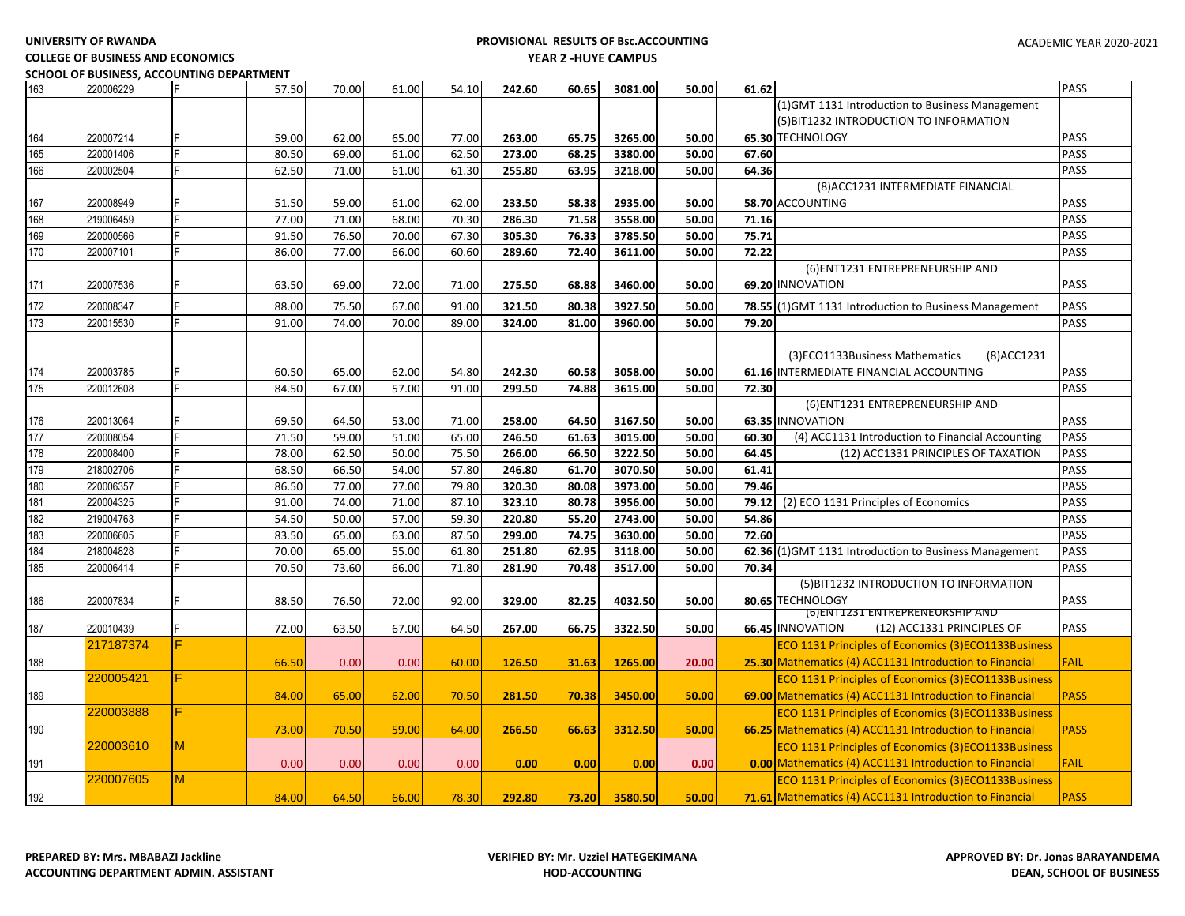UNIVERSITY OF RWANDA
COLLEGE OF BUSINESS AND ECONOMICS
SCHOOL OF BUSINESS, ACCOUNTING DEPARTMENT

PROVISIONAL RESULTS OF Bsc.ACCOUNTING
YEAR 2 -HUYE CAMPUS

ACADEMIC YEAR 2020-2021

| | | | | | | | | | | | | | |
|---|---|---|---|---|---|---|---|---|---|---|---|---|---|
| 163 | 220006229 | F | 57.50 | 70.00 | 61.00 | 54.10 | **242.60** | **60.65** | **3081.00** | **50.00** | **61.62** | | PASS |
| 164 | 220007214 | F | 59.00 | 62.00 | 65.00 | 77.00 | **263.00** | **65.75** | **3265.00** | **50.00** | **65.30** | (1)GMT 1131 Introduction to Business Management (5)BIT1232 INTRODUCTION TO INFORMATION TECHNOLOGY | PASS |
| 165 | 220001406 | F | 80.50 | 69.00 | 61.00 | 62.50 | **273.00** | **68.25** | **3380.00** | **50.00** | **67.60** | | PASS |
| 166 | 220002504 | F | 62.50 | 71.00 | 61.00 | 61.30 | **255.80** | **63.95** | **3218.00** | **50.00** | **64.36** | | PASS |
| 167 | 220008949 | F | 51.50 | 59.00 | 61.00 | 62.00 | **233.50** | **58.38** | **2935.00** | **50.00** | **58.70** | (8)ACC1231 INTERMEDIATE FINANCIAL ACCOUNTING | PASS |
| 168 | 219006459 | F | 77.00 | 71.00 | 68.00 | 70.30 | **286.30** | **71.58** | **3558.00** | **50.00** | **71.16** | | PASS |
| 169 | 220000566 | F | 91.50 | 76.50 | 70.00 | 67.30 | **305.30** | **76.33** | **3785.50** | **50.00** | **75.71** | | PASS |
| 170 | 220007101 | F | 86.00 | 77.00 | 66.00 | 60.60 | **289.60** | **72.40** | **3611.00** | **50.00** | **72.22** | | PASS |
| 171 | 220007536 | F | 63.50 | 69.00 | 72.00 | 71.00 | **275.50** | **68.88** | **3460.00** | **50.00** | **69.20** | (6)ENT1231 ENTREPRENEURSHIP AND INNOVATION | PASS |
| 172 | 220008347 | F | 88.00 | 75.50 | 67.00 | 91.00 | **321.50** | **80.38** | **3927.50** | **50.00** | **78.55** | (1)GMT 1131 Introduction to Business Management | PASS |
| 173 | 220015530 | F | 91.00 | 74.00 | 70.00 | 89.00 | **324.00** | **81.00** | **3960.00** | **50.00** | **79.20** | | PASS |
| 174 | 220003785 | F | 60.50 | 65.00 | 62.00 | 54.80 | **242.30** | **60.58** | **3058.00** | **50.00** | **61.16** | (3)ECO1133Business Mathematics (8)ACC1231 INTERMEDIATE FINANCIAL ACCOUNTING | PASS |
| 175 | 220012608 | F | 84.50 | 67.00 | 57.00 | 91.00 | **299.50** | **74.88** | **3615.00** | **50.00** | **72.30** | | PASS |
| 176 | 220013064 | F | 69.50 | 64.50 | 53.00 | 71.00 | **258.00** | **64.50** | **3167.50** | **50.00** | **63.35** | (6)ENT1231 ENTREPRENEURSHIP AND INNOVATION | PASS |
| 177 | 220008054 | F | 71.50 | 59.00 | 51.00 | 65.00 | **246.50** | **61.63** | **3015.00** | **50.00** | **60.30** | (4) ACC1131 Introduction to Financial Accounting | PASS |
| 178 | 220008400 | F | 78.00 | 62.50 | 50.00 | 75.50 | **266.00** | **66.50** | **3222.50** | **50.00** | **64.45** | (12) ACC1331 PRINCIPLES OF TAXATION | PASS |
| 179 | 218002706 | F | 68.50 | 66.50 | 54.00 | 57.80 | **246.80** | **61.70** | **3070.50** | **50.00** | **61.41** | | PASS |
| 180 | 220006357 | F | 86.50 | 77.00 | 77.00 | 79.80 | **320.30** | **80.08** | **3973.00** | **50.00** | **79.46** | | PASS |
| 181 | 220004325 | F | 91.00 | 74.00 | 71.00 | 87.10 | **323.10** | **80.78** | **3956.00** | **50.00** | **79.12** | (2) ECO 1131 Principles of Economics | PASS |
| 182 | 219004763 | F | 54.50 | 50.00 | 57.00 | 59.30 | **220.80** | **55.20** | **2743.00** | **50.00** | **54.86** | | PASS |
| 183 | 220006605 | F | 83.50 | 65.00 | 63.00 | 87.50 | **299.00** | **74.75** | **3630.00** | **50.00** | **72.60** | | PASS |
| 184 | 218004828 | F | 70.00 | 65.00 | 55.00 | 61.80 | **251.80** | **62.95** | **3118.00** | **50.00** | **62.36** | (1)GMT 1131 Introduction to Business Management | PASS |
| 185 | 220006414 | F | 70.50 | 73.60 | 66.00 | 71.80 | **281.90** | **70.48** | **3517.00** | **50.00** | **70.34** | | PASS |
| 186 | 220007834 | F | 88.50 | 76.50 | 72.00 | 92.00 | **329.00** | **82.25** | **4032.50** | **50.00** | **80.65** | (5)BIT1232 INTRODUCTION TO INFORMATION TECHNOLOGY | PASS |
| 187 | 220010439 | F | 72.00 | 63.50 | 67.00 | 64.50 | **267.00** | **66.75** | **3322.50** | **50.00** | **66.45** | (6)ENT1231 ENTREPRENEURSHIP AND INNOVATION (12) ACC1331 PRINCIPLES OF | PASS |
| 188 | 217187374 | F | 66.50 | 0.00 | 0.00 | 60.00 | **126.50** | **31.63** | **1265.00** | **20.00** | **25.30** | ECO 1131 Principles of Economics (3)ECO1133Business Mathematics (4) ACC1131 Introduction to Financial | FAIL |
| 189 | 220005421 | F | 84.00 | 65.00 | 62.00 | 70.50 | **281.50** | **70.38** | **3450.00** | **50.00** | **69.00** | ECO 1131 Principles of Economics (3)ECO1133Business Mathematics (4) ACC1131 Introduction to Financial | PASS |
| 190 | 220003888 | F | 73.00 | 70.50 | 59.00 | 64.00 | **266.50** | **66.63** | **3312.50** | **50.00** | **66.25** | ECO 1131 Principles of Economics (3)ECO1133Business Mathematics (4) ACC1131 Introduction to Financial | PASS |
| 191 | 220003610 | M | 0.00 | 0.00 | 0.00 | 0.00 | **0.00** | **0.00** | **0.00** | **0.00** | **0.00** | ECO 1131 Principles of Economics (3)ECO1133Business Mathematics (4) ACC1131 Introduction to Financial | FAIL |
| 192 | 220007605 | M | 84.00 | 64.50 | 66.00 | 78.30 | **292.80** | **73.20** | **3580.50** | **50.00** | **71.61** | ECO 1131 Principles of Economics (3)ECO1133Business Mathematics (4) ACC1131 Introduction to Financial | PASS |

**PREPARED BY: Mrs. MBABAZI Jackline**
**ACCOUNTING DEPARTMENT ADMIN. ASSISTANT**

**VERIFIED BY: Mr. Uzziel HATEGEKIMANA**
**HOD-ACCOUNTING**

**APPROVED BY: Dr. Jonas BARAYANDEMA**
**DEAN, SCHOOL OF BUSINESS**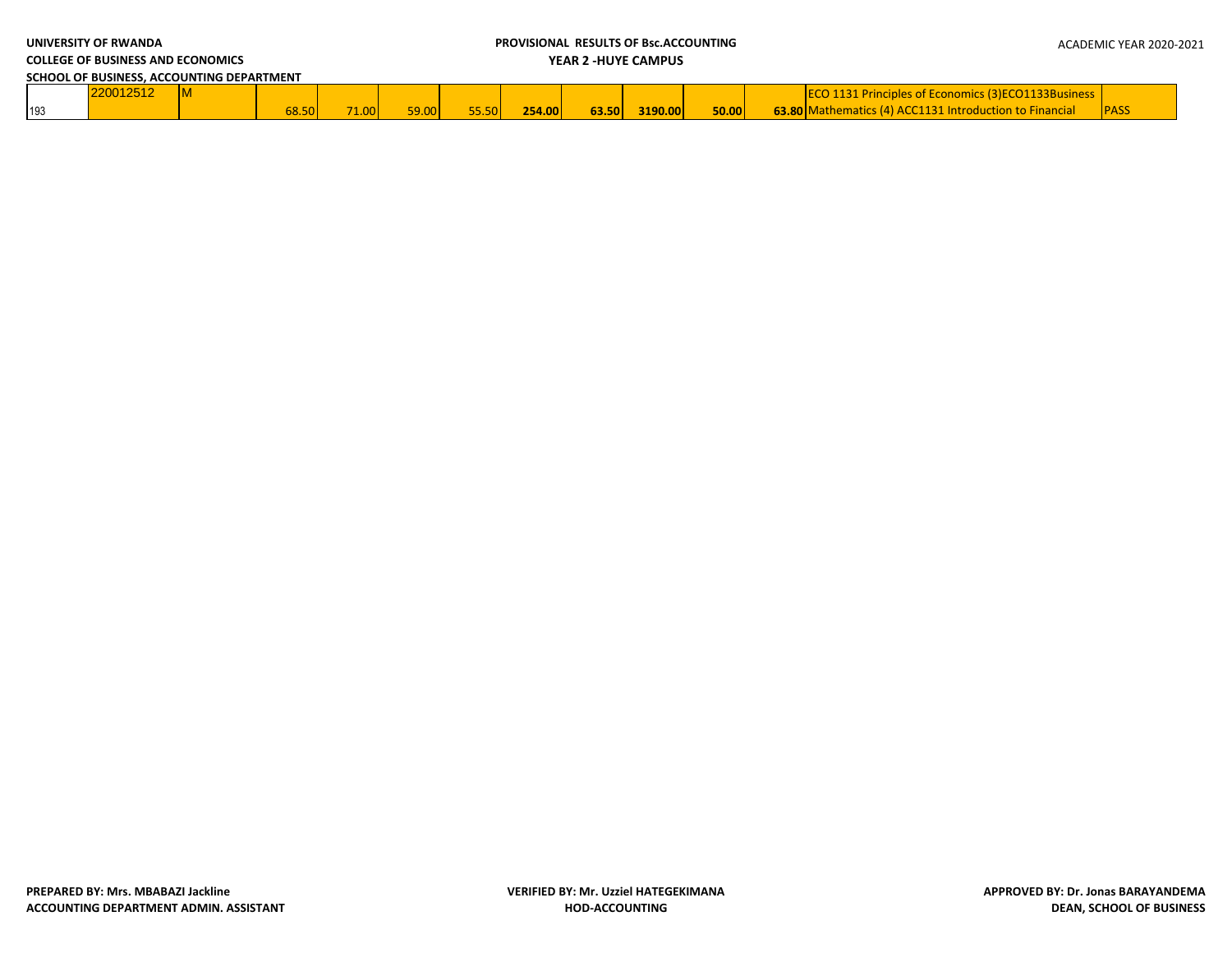UNIVERSITY OF RWANDA
COLLEGE OF BUSINESS AND ECONOMICS
SCHOOL OF BUSINESS, ACCOUNTING DEPARTMENT

PROVISIONAL RESULTS OF Bsc.ACCOUNTING
YEAR 2 -HUYE CAMPUS

ACADEMIC YEAR 2020-2021

| | | | | | | | | | | | | | |
|---|---|---|---|---|---|---|---|---|---|---|---|---|---|
| 193 | 220012512 | M | 68.50 | 71.00 | 59.00 | 55.50 | 254.00 | 63.50 | 3190.00 | 50.00 | 63.80 | ECO 1131 Principles of Economics (3)ECO1133Business Mathematics (4) ACC1131 Introduction to Financial | PASS |

**PREPARED BY: Mrs. MBABAZI Jackline**
**ACCOUNTING DEPARTMENT ADMIN. ASSISTANT**

**VERIFIED BY: Mr. Uzziel HATEGEKIMANA**
**HOD-ACCOUNTING**

**APPROVED BY: Dr. Jonas BARAYANDEMA**
**DEAN, SCHOOL OF BUSINESS**